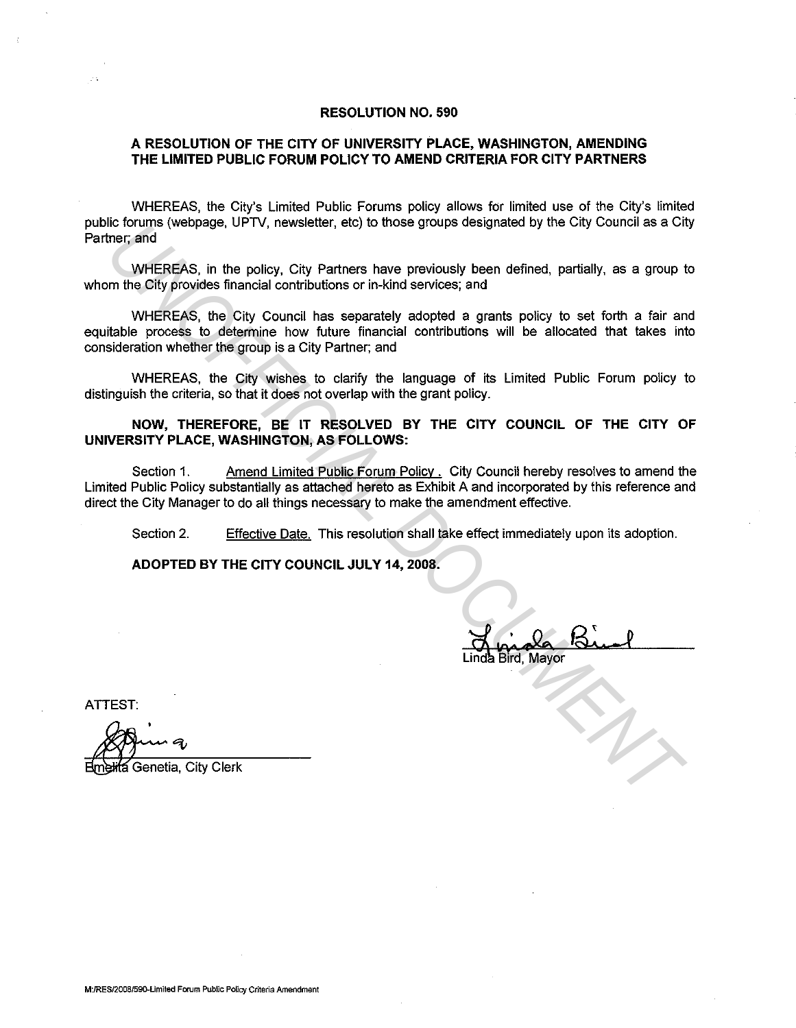# RESOLUTION NO. 590

## A RESOLUTION OF THE CITY OF UNIVERSITY PLACE, WASHINGTON, AMENDING THE LIMITED PUBLIC FORUM POLICY TO AMEND CRITERIA FOR CITY PARTNERS

WHEREAS, the City's Limited Public Forums policy allows for limited use of the City's limited public forums (webpage, UPTV, newsletter, etc) to those groups designated by the City Council as a City Partner; and

WHEREAS, in the policy, City Partners have previously been defined, partially, as a group to whom the City provides financial contributions or in-kind services; and

WHEREAS, the City Council has separately adopted a grants policy to set forth a fair and equitable process to determine how future financial contributions will be allocated that takes into consideration whether the group is a City Partner; and

WHEREAS, the City wishes to clarify the language of its Limited Public Forum policy to distinguish the criteria, so that it does not overlap with the grant policy.

**NOW, THEREFORE, BE IT RESOLVED BY THE CITY COUNCIL OF THE CITY OF UNIVERSITY PLACE, WASHINGTON, AS FOLLOWS:**

Section 1. Amend Limited Public Forum Policy . City Council hereby resolves to amend the Limited Public Policy substantially as attached hereto as Exhibit A and incorporated by this reference and direct the City Manager to do all things necessary to make the amendment effective.

Section 2. Effective Date. This resolution shall take effect immediately upon its adoption.

**ADOPTED BY THE CITY COUNCIL JULY 14, 2008.**

Linda Bird, Mayor

ATTEST:

Emelita Genetia, City Clerk

M:/RES/2008/590-Limited Forum Public Policy Criteria Amendment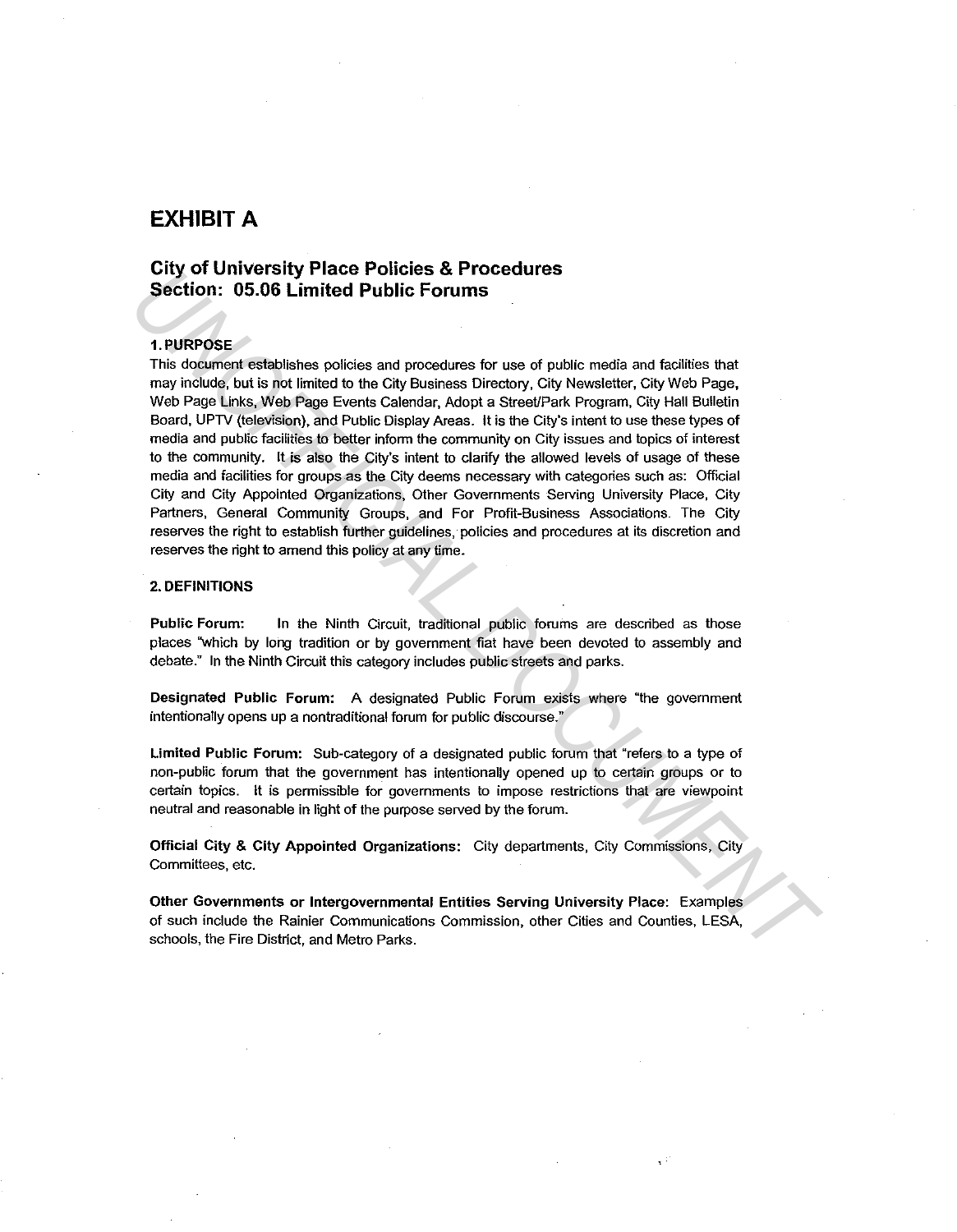# EXHIBIT A

## City of University Place Policies & Procedures
## Section: 05.06 Limited Public Forums

### 1. PURPOSE

This document establishes policies and procedures for use of public media and facilities that may include, but is not limited to the City Business Directory, City Newsletter, City Web Page, Web Page Links, Web Page Events Calendar, Adopt a Street/Park Program, City Hall Bulletin Board, UPTV (television), and Public Display Areas. It is the City's intent to use these types of media and public facilities to better inform the community on City issues and topics of interest to the community. It is also the City's intent to clarify the allowed levels of usage of these media and facilities for groups as the City deems necessary with categories such as: Official City and City Appointed Organizations, Other Governments Serving University Place, City Partners, General Community Groups, and For Profit-Business Associations. The City reserves the right to establish further guidelines, policies and procedures at its discretion and reserves the right to amend this policy at any time.

### 2. DEFINITIONS

**Public Forum:** In the Ninth Circuit, traditional public forums are described as those places "which by long tradition or by government fiat have been devoted to assembly and debate." In the Ninth Circuit this category includes public streets and parks.

**Designated Public Forum:** A designated Public Forum exists where "the government intentionally opens up a nontraditional forum for public discourse."

**Limited Public Forum:** Sub-category of a designated public forum that "refers to a type of non-public forum that the government has intentionally opened up to certain groups or to certain topics. It is permissible for governments to impose restrictions that are viewpoint neutral and reasonable in light of the purpose served by the forum.

**Official City & City Appointed Organizations:** City departments, City Commissions, City Committees, etc.

**Other Governments or Intergovernmental Entities Serving University Place:** Examples of such include the Rainier Communications Commission, other Cities and Counties, LESA, schools, the Fire District, and Metro Parks.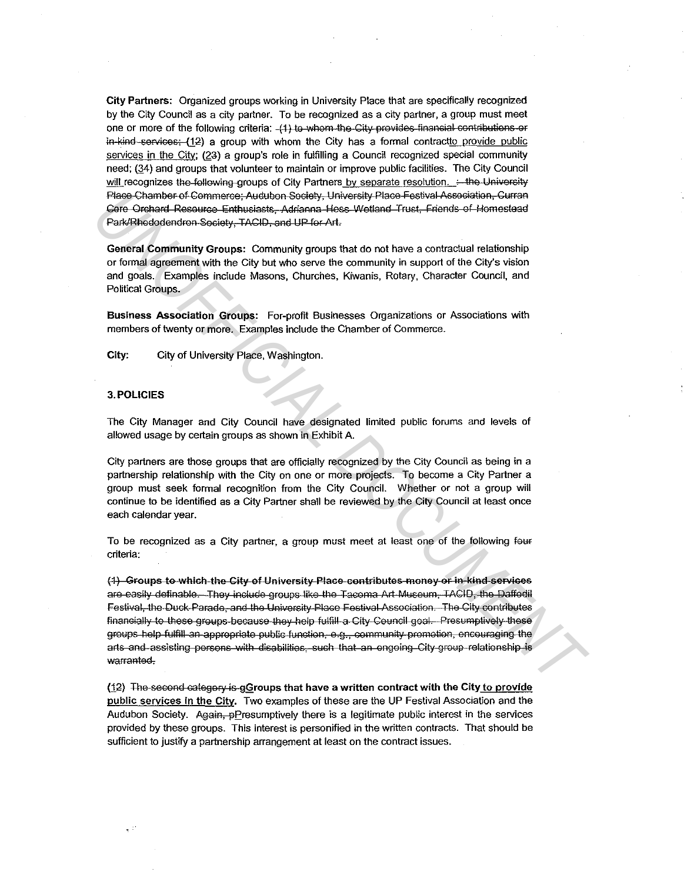**City Partners:** Organized groups working in University Place that are specifically recognized by the City Council as a city partner. To be recognized as a city partner, a group must meet one or more of the following criteria: ~~(1) to whom the City provides financial contributions or in-kind services;~~ (1~~2~~) a group with whom the City has a formal contract to provide public services in the City; (2~~3~~) a group's role in fulfilling a Council recognized special community need; (3~~4~~) and groups that volunteer to maintain or improve public facilities. The City Council will recognize~~s~~ ~~the following~~ groups of City Partners by separate resolution. ~~: the University Place Chamber of Commerce; Audubon Society, University Place Festival Association, Curran Core Orchard Resource Enthusiasts, Adrianna Hess Wetland Trust, Friends of Homestead Park/Rhododendron Society, TACID, and UP for Art.~~

**General Community Groups:** Community groups that do not have a contractual relationship or formal agreement with the City but who serve the community in support of the City's vision and goals. Examples include Masons, Churches, Kiwanis, Rotary, Character Council, and Political Groups.

**Business Association Groups:** For-profit Businesses Organizations or Associations with members of twenty or more. Examples include the Chamber of Commerce.

**City:** City of University Place, Washington.

## 3. POLICIES

The City Manager and City Council have designated limited public forums and levels of allowed usage by certain groups as shown in Exhibit A.

City partners are those groups that are officially recognized by the City Council as being in a partnership relationship with the City on one or more projects. To become a City Partner a group must seek formal recognition from the City Council. Whether or not a group will continue to be identified as a City Partner shall be reviewed by the City Council at least once each calendar year.

To be recognized as a City partner, a group must meet at least one of the following ~~four~~ criteria:

~~**(1) Groups to which the City of University Place contributes money or in-kind services** are easily definable. They include groups like the Tacoma Art Museum, TACID, the Daffodil Festival, the Duck Parade, and the University Place Festival Association. The City contributes financially to these groups because they help fulfill a City Council goal. Presumptively these groups help fulfill an appropriate public function, e.g., community promotion, encouraging the arts and assisting persons with disabilities, such that an ongoing City-group relationship is warranted.~~

(1~~2~~) ~~The second category is g~~**Groups that have a written contract with the City to provide public services in the City.** Two examples of these are the UP Festival Association and the Audubon Society. ~~Again, p~~Presumptively there is a legitimate public interest in the services provided by these groups. This interest is personified in the written contracts. That should be sufficient to justify a partnership arrangement at least on the contract issues.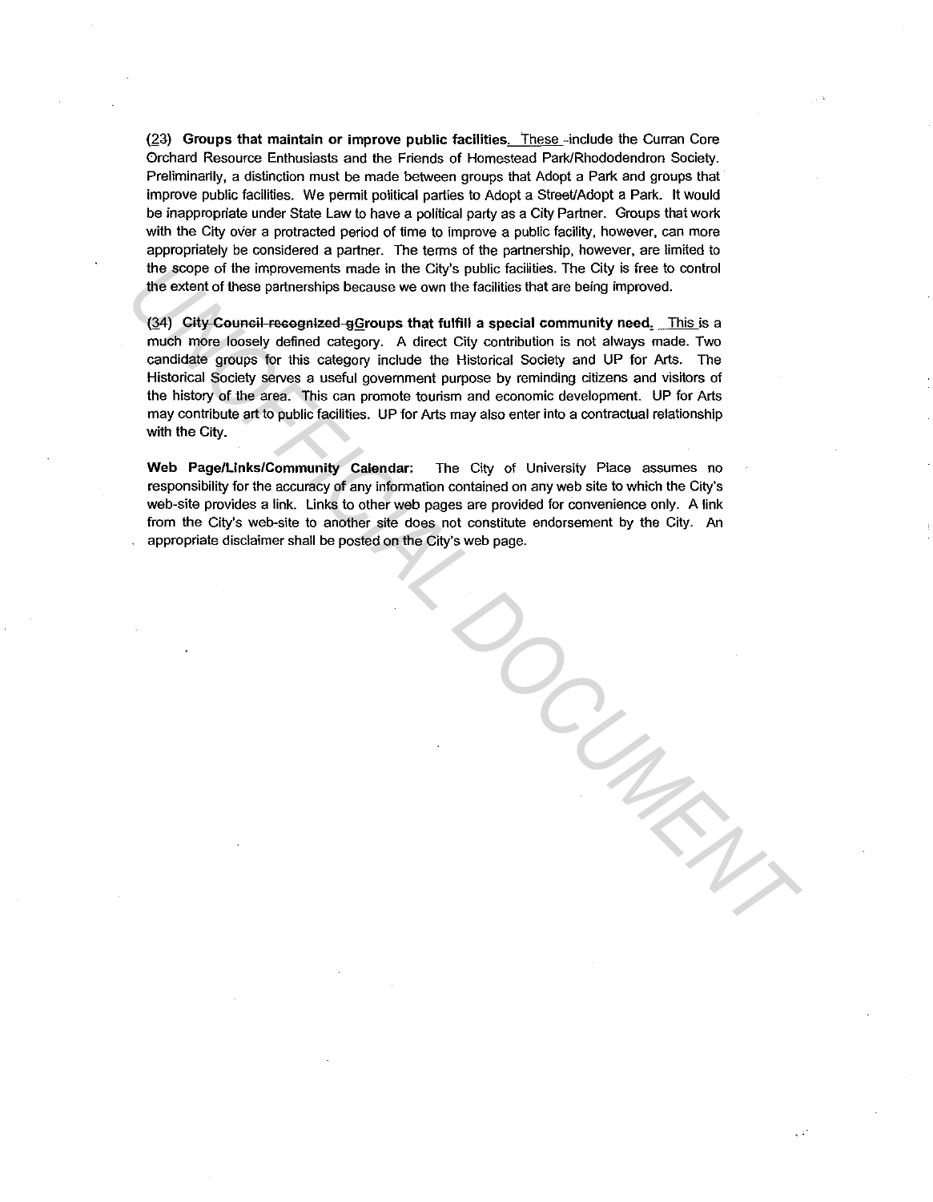(23) **Groups that maintain or improve public facilities.** These include the Curran Core Orchard Resource Enthusiasts and the Friends of Homestead Park/Rhododendron Society. Preliminarily, a distinction must be made between groups that Adopt a Park and groups that improve public facilities. We permit political parties to Adopt a Street/Adopt a Park. It would be inappropriate under State Law to have a political party as a City Partner. Groups that work with the City over a protracted period of time to improve a public facility, however, can more appropriately be considered a partner. The terms of the partnership, however, are limited to the scope of the improvements made in the City's public facilities. The City is free to control the extent of these partnerships because we own the facilities that are being improved.

(34) ~~**City Council recognized g**~~**Groups that fulfill a special community need.** This is a much more loosely defined category. A direct City contribution is not always made. Two candidate groups for this category include the Historical Society and UP for Arts. The Historical Society serves a useful government purpose by reminding citizens and visitors of the history of the area. This can promote tourism and economic development. UP for Arts may contribute art to public facilities. UP for Arts may also enter into a contractual relationship with the City.

**Web Page/Links/Community Calendar:** The City of University Place assumes no responsibility for the accuracy of any information contained on any web site to which the City's web-site provides a link. Links to other web pages are provided for convenience only. A link from the City's web-site to another site does not constitute endorsement by the City. An appropriate disclaimer shall be posted on the City's web page.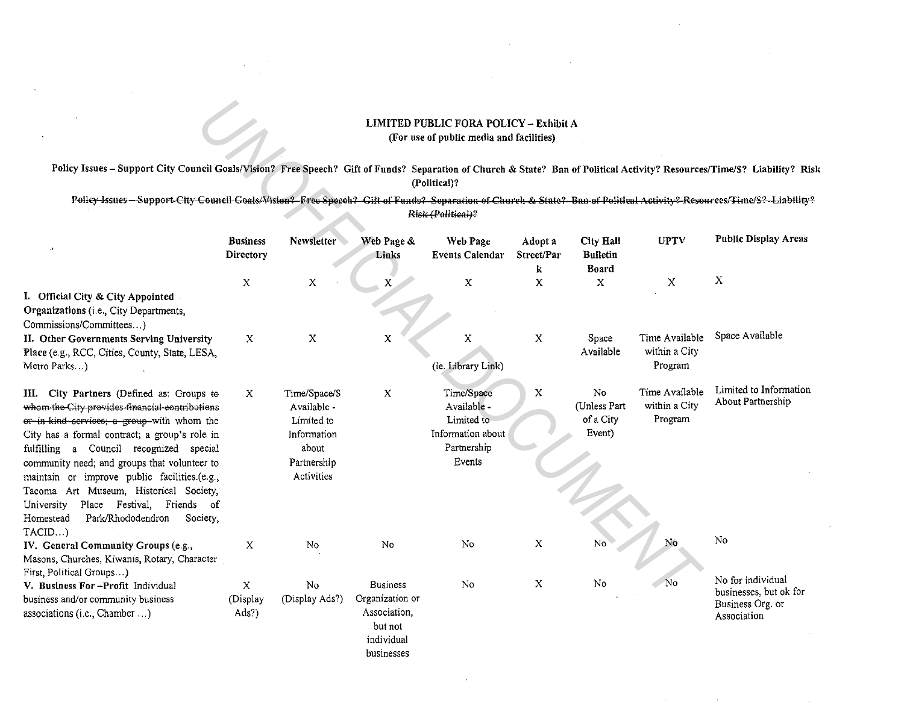**LIMITED PUBLIC FORA POLICY – Exhibit A**
**(For use of public media and facilities)**

**Policy Issues – Support City Council Goals/Vision? Free Speech? Gift of Funds? Separation of Church & State? Ban of Political Activity? Resources/Time/$? Liability? Risk (Political)?**

~~Policy Issues – Support City Council Goals/Vision? Free Speech? Gift of Funds? Separation of Church & State? Ban of Political Activity? Resources/Time/$? Liability? Risk (Political)?~~

| | **Business Directory** | **Newsletter** | **Web Page & Links** | **Web Page Events Calendar** | **Adopt a Street/Park** | **City Hall Bulletin Board** | **UPTV** | **Public Display Areas** |
|---|---|---|---|---|---|---|---|---|
| **I. Official City & City Appointed Organizations** (i.e., City Departments, Commissions/Committees…) | X | X | X | X | X | X | X | X |
| **II. Other Governments Serving University Place** (e.g., RCC, Cities, County, State, LESA, Metro Parks…) | X | X | X | X (ie. Library Link) | X | Space Available | Time Available within a City Program | Space Available |
| **III. City Partners** (Defined as: Groups ~~to whom the City provides financial contributions or in-kind services; a group~~ with whom the City has a formal contract; a group's role in fulfilling a Council recognized special community need; and groups that volunteer to maintain or improve public facilities.(e.g., Tacoma Art Museum, Historical Society, University Place Festival, Friends of Homestead Park/Rhododendron Society, TACID…) | X | Time/Space/$ Available - Limited to Information about Partnership Activities | X | Time/Space Available - Limited to Information about Partnership Events | X | No (Unless Part of a City Event) | Time Available within a City Program | Limited to Information About Partnership |
| **IV. General Community Groups** (e.g., Masons, Churches, Kiwanis, Rotary, Character First, Political Groups…) | X | No | No | No | X | No | No | No |
| **V. Business For-Profit** Individual business and/or community business associations (i.e., Chamber …) | X (Display Ads?) | No (Display Ads?) | Business Organization or Association, but not individual businesses | No | X | No | No | No for individual businesses, but ok for Business Org. or Association |